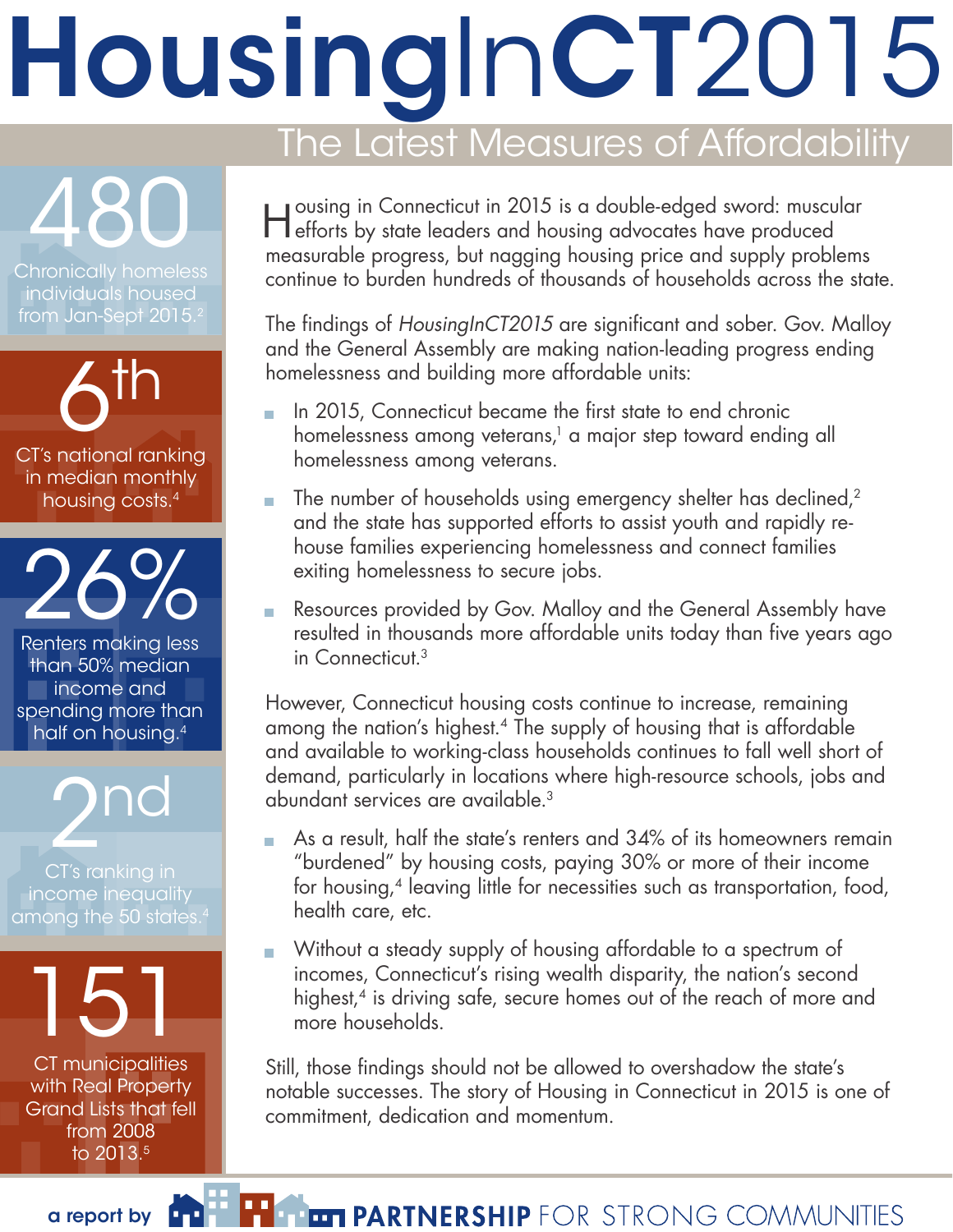# HousingInCT2015

## The Latest Measures of Affordability

**480**
Chronically homeless individuals housed from Jan-Sept 2015.[2]

**6th**
CT's national ranking in median monthly housing costs.[4]

**26%**
Renters making less than 50% median income and spending more than half on housing.[4]

**2nd**
CT's ranking in income inequality among the 50 states.[4]

**151**
CT municipalities with Real Property Grand Lists that fell from 2008 to 2013.[5]

Housing in Connecticut in 2015 is a double-edged sword: muscular efforts by state leaders and housing advocates have produced measurable progress, but nagging housing price and supply problems continue to burden hundreds of thousands of households across the state.

The findings of *HousingInCT2015* are significant and sober. Gov. Malloy and the General Assembly are making nation-leading progress ending homelessness and building more affordable units:

- In 2015, Connecticut became the first state to end chronic homelessness among veterans,[1] a major step toward ending all homelessness among veterans.
- The number of households using emergency shelter has declined,[2] and the state has supported efforts to assist youth and rapidly re-house families experiencing homelessness and connect families exiting homelessness to secure jobs.
- Resources provided by Gov. Malloy and the General Assembly have resulted in thousands more affordable units today than five years ago in Connecticut.[3]

However, Connecticut housing costs continue to increase, remaining among the nation's highest.[4] The supply of housing that is affordable and available to working-class households continues to fall well short of demand, particularly in locations where high-resource schools, jobs and abundant services are available.[3]

- As a result, half the state's renters and 34% of its homeowners remain "burdened" by housing costs, paying 30% or more of their income for housing,[4] leaving little for necessities such as transportation, food, health care, etc.
- Without a steady supply of housing affordable to a spectrum of incomes, Connecticut's rising wealth disparity, the nation's second highest,[4] is driving safe, secure homes out of the reach of more and more households.

Still, those findings should not be allowed to overshadow the state's notable successes. The story of Housing in Connecticut in 2015 is one of commitment, dedication and momentum.

a report by **PARTNERSHIP** FOR STRONG COMMUNITIES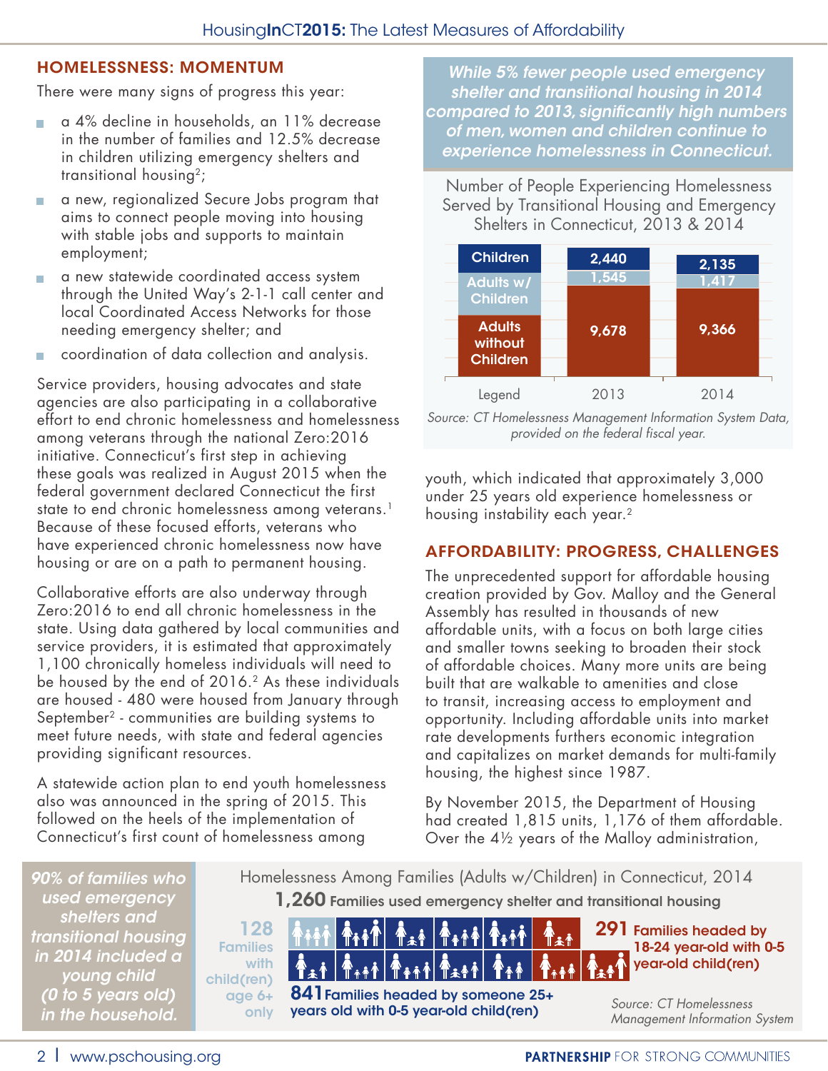## HOMELESSNESS: MOMENTUM

There were many signs of progress this year:

- a 4% decline in households, an 11% decrease in the number of families and 12.5% decrease in children utilizing emergency shelters and transitional housing[2];
- a new, regionalized Secure Jobs program that aims to connect people moving into housing with stable jobs and supports to maintain employment;
- a new statewide coordinated access system through the United Way's 2-1-1 call center and local Coordinated Access Networks for those needing emergency shelter; and
- coordination of data collection and analysis.

Service providers, housing advocates and state agencies are also participating in a collaborative effort to end chronic homelessness and homelessness among veterans through the national Zero:2016 initiative. Connecticut's first step in achieving these goals was realized in August 2015 when the federal government declared Connecticut the first state to end chronic homelessness among veterans.[1] Because of these focused efforts, veterans who have experienced chronic homelessness now have housing or are on a path to permanent housing.

Collaborative efforts are also underway through Zero:2016 to end all chronic homelessness in the state. Using data gathered by local communities and service providers, it is estimated that approximately 1,100 chronically homeless individuals will need to be housed by the end of 2016.[2] As these individuals are housed - 480 were housed from January through September[2] - communities are building systems to meet future needs, with state and federal agencies providing significant resources.

A statewide action plan to end youth homelessness also was announced in the spring of 2015. This followed on the heels of the implementation of Connecticut's first count of homelessness among youth, which indicated that approximately 3,000 under 25 years old experience homelessness or housing instability each year.[2]

*While 5% fewer people used emergency shelter and transitional housing in 2014 compared to 2013, significantly high numbers of men, women and children continue to experience homelessness in Connecticut.*

**Number of People Experiencing Homelessness Served by Transitional Housing and Emergency Shelters in Connecticut, 2013 & 2014**

| | 2013 | 2014 |
|---|---|---|
| Children | 2,440 | 2,135 |
| Adults w/ Children | 1,545 | 1,417 |
| Adults without Children | 9,678 | 9,366 |

*Source: CT Homelessness Management Information System Data, provided on the federal fiscal year.*

## AFFORDABILITY: PROGRESS, CHALLENGES

The unprecedented support for affordable housing creation provided by Gov. Malloy and the General Assembly has resulted in thousands of new affordable units, with a focus on both large cities and smaller towns seeking to broaden their stock of affordable choices. Many more units are being built that are walkable to amenities and close to transit, increasing access to employment and opportunity. Including affordable units into market rate developments furthers economic integration and capitalizes on market demands for multi-family housing, the highest since 1987.

By November 2015, the Department of Housing had created 1,815 units, 1,176 of them affordable. Over the 4½ years of the Malloy administration,

*90% of families who used emergency shelters and transitional housing in 2014 included a young child (0 to 5 years old) in the household.*

**Homelessness Among Families (Adults w/Children) in Connecticut, 2014**

**1,260** Families used emergency shelter and transitional housing

- **128** Families with child(ren) age 6+ only
- **841** Families headed by someone 25+ years old with 0-5 year-old child(ren)
- **291** Families headed by 18-24 year-old with 0-5 year-old child(ren)

*Source: CT Homelessness Management Information System*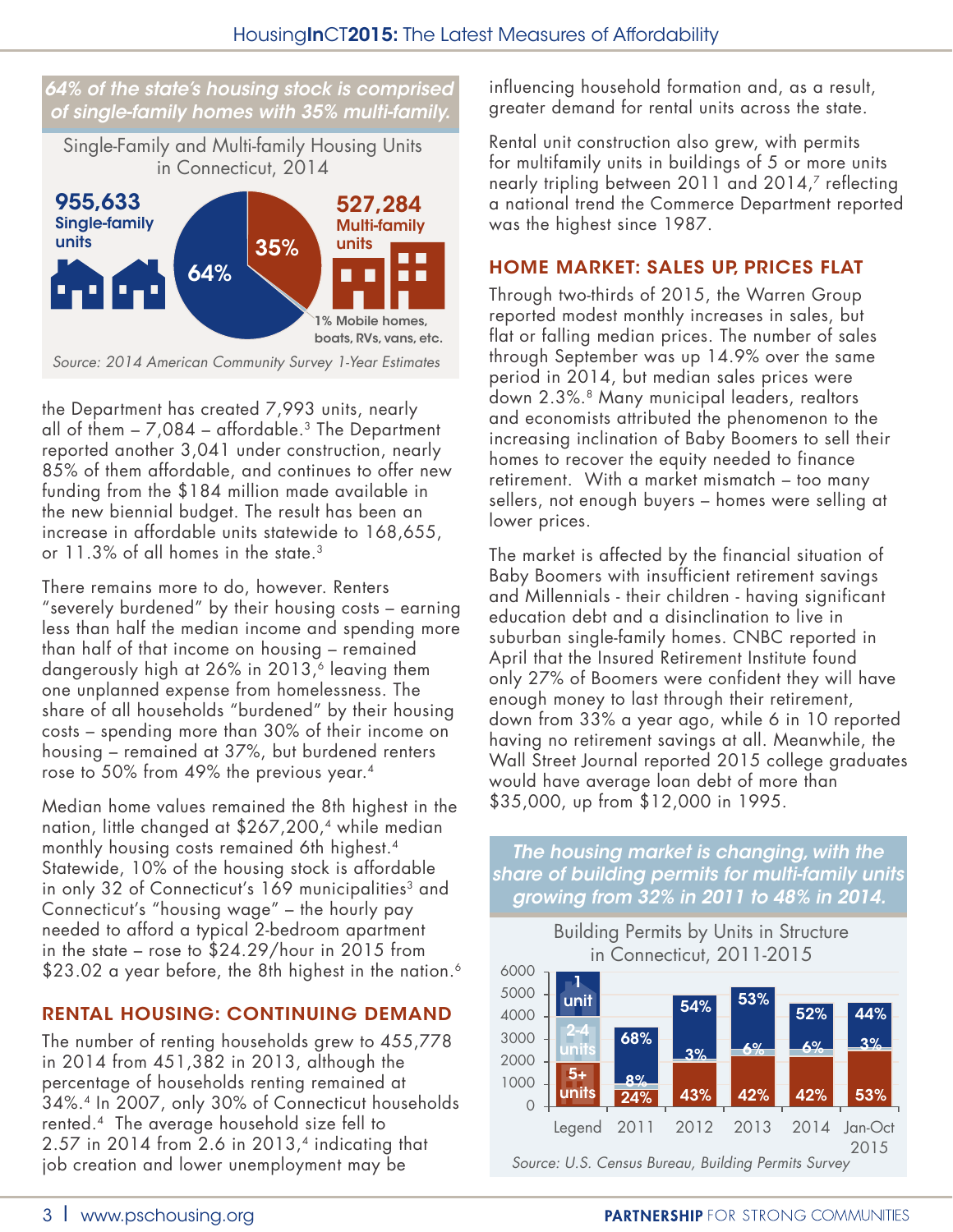*64% of the state's housing stock is comprised of single-family homes with 35% multi-family.*

Single-Family and Multi-family Housing Units in Connecticut, 2014

| Type | Units | Share |
|---|---|---|
| Single-family units | 955,633 | 64% |
| Multi-family units | 527,284 | 35% |
| Mobile homes, boats, RVs, vans, etc. | | 1% |

*Source: 2014 American Community Survey 1-Year Estimates*

the Department has created 7,993 units, nearly all of them – 7,084 – affordable.[3] The Department reported another 3,041 under construction, nearly 85% of them affordable, and continues to offer new funding from the $184 million made available in the new biennial budget. The result has been an increase in affordable units statewide to 168,655, or 11.3% of all homes in the state.[3]

There remains more to do, however. Renters "severely burdened" by their housing costs – earning less than half the median income and spending more than half of that income on housing – remained dangerously high at 26% in 2013,[6] leaving them one unplanned expense from homelessness. The share of all households "burdened" by their housing costs – spending more than 30% of their income on housing – remained at 37%, but burdened renters rose to 50% from 49% the previous year.[4]

Median home values remained the 8th highest in the nation, little changed at $267,200,[4] while median monthly housing costs remained 6th highest.[4] Statewide, 10% of the housing stock is affordable in only 32 of Connecticut's 169 municipalities[3] and Connecticut's "housing wage" – the hourly pay needed to afford a typical 2-bedroom apartment in the state – rose to $24.29/hour in 2015 from $23.02 a year before, the 8th highest in the nation.[6]

## RENTAL HOUSING: CONTINUING DEMAND

The number of renting households grew to 455,778 in 2014 from 451,382 in 2013, although the percentage of households renting remained at 34%.[4] In 2007, only 30% of Connecticut households rented.[4] The average household size fell to 2.57 in 2014 from 2.6 in 2013,[4] indicating that job creation and lower unemployment may be influencing household formation and, as a result, greater demand for rental units across the state.

Rental unit construction also grew, with permits for multifamily units in buildings of 5 or more units nearly tripling between 2011 and 2014,[7] reflecting a national trend the Commerce Department reported was the highest since 1987.

## HOME MARKET: SALES UP, PRICES FLAT

Through two-thirds of 2015, the Warren Group reported modest monthly increases in sales, but flat or falling median prices. The number of sales through September was up 14.9% over the same period in 2014, but median sales prices were down 2.3%.[8] Many municipal leaders, realtors and economists attributed the phenomenon to the increasing inclination of Baby Boomers to sell their homes to recover the equity needed to finance retirement. With a market mismatch – too many sellers, not enough buyers – homes were selling at lower prices.

The market is affected by the financial situation of Baby Boomers with insufficient retirement savings and Millennials - their children - having significant education debt and a disinclination to live in suburban single-family homes. CNBC reported in April that the Insured Retirement Institute found only 27% of Boomers were confident they will have enough money to last through their retirement, down from 33% a year ago, while 6 in 10 reported having no retirement savings at all. Meanwhile, the Wall Street Journal reported 2015 college graduates would have average loan debt of more than $35,000, up from $12,000 in 1995.

*The housing market is changing, with the share of building permits for multi-family units growing from 32% in 2011 to 48% in 2014.*

Building Permits by Units in Structure in Connecticut, 2011-2015

| | 2011 | 2012 | 2013 | 2014 | Jan-Oct 2015 |
|---|---|---|---|---|---|
| 1 unit | 68% | 54% | 53% | 52% | 44% |
| 2-4 units | 8% | 3% | 6% | 6% | 3% |
| 5+ units | 24% | 43% | 42% | 42% | 53% |

*Source: U.S. Census Bureau, Building Permits Survey*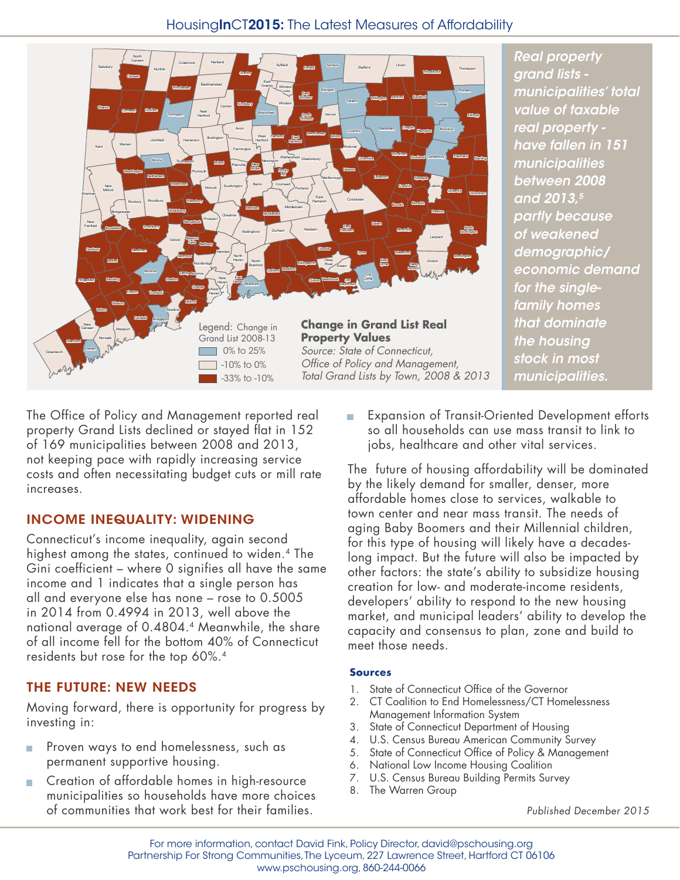# HousingInCT2015: The Latest Measures of Affordability

Legend: Change in Grand List 2008-13

0% to 25%

-10% to 0%

-33% to -10%

**Change in Grand List Real Property Values**

*Source: State of Connecticut, Office of Policy and Management, Total Grand Lists by Town, 2008 & 2013*

*Real property grand lists - municipalities' total value of taxable real property - have fallen in 151 municipalities between 2008 and 2013,[5] partly because of weakened demographic/economic demand for the single-family homes that dominate the housing stock in most municipalities.*

The Office of Policy and Management reported real property Grand Lists declined or stayed flat in 152 of 169 municipalities between 2008 and 2013, not keeping pace with rapidly increasing service costs and often necessitating budget cuts or mill rate increases.

## INCOME INEQUALITY: WIDENING

Connecticut's income inequality, again second highest among the states, continued to widen.[4] The Gini coefficient – where 0 signifies all have the same income and 1 indicates that a single person has all and everyone else has none – rose to 0.5005 in 2014 from 0.4994 in 2013, well above the national average of 0.4804.[4] Meanwhile, the share of all income fell for the bottom 40% of Connecticut residents but rose for the top 60%.[4]

## THE FUTURE: NEW NEEDS

Moving forward, there is opportunity for progress by investing in:

- Proven ways to end homelessness, such as permanent supportive housing.
- Creation of affordable homes in high-resource municipalities so households have more choices of communities that work best for their families.
- Expansion of Transit-Oriented Development efforts so all households can use mass transit to link to jobs, healthcare and other vital services.

The future of housing affordability will be dominated by the likely demand for smaller, denser, more affordable homes close to services, walkable to town center and near mass transit. The needs of aging Baby Boomers and their Millennial children, for this type of housing will likely have a decades-long impact. But the future will also be impacted by other factors: the state's ability to subsidize housing creation for low- and moderate-income residents, developers' ability to respond to the new housing market, and municipal leaders' ability to develop the capacity and consensus to plan, zone and build to meet those needs.

### Sources

1. State of Connecticut Office of the Governor
2. CT Coalition to End Homelessness/CT Homelessness Management Information System
3. State of Connecticut Department of Housing
4. U.S. Census Bureau American Community Survey
5. State of Connecticut Office of Policy & Management
6. National Low Income Housing Coalition
7. U.S. Census Bureau Building Permits Survey
8. The Warren Group

*Published December 2015*

For more information, contact David Fink, Policy Director, david@pschousing.org
Partnership For Strong Communities, The Lyceum, 227 Lawrence Street, Hartford CT 06106
www.pschousing.org, 860-244-0066